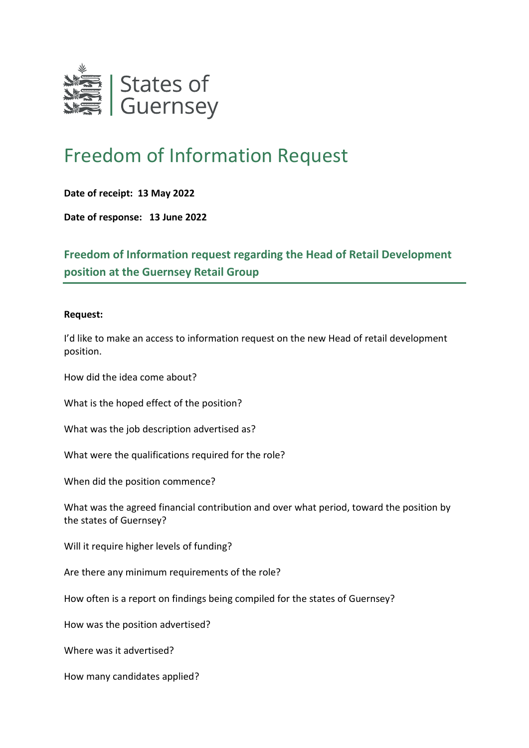States of Guernsey

# Freedom of Information Request

**Date of receipt: 13 May 2022**

**Date of response: 13 June 2022**

## Freedom of Information request regarding the Head of Retail Development position at the Guernsey Retail Group

**Request:**

I'd like to make an access to information request on the new Head of retail development position.

How did the idea come about?

What is the hoped effect of the position?

What was the job description advertised as?

What were the qualifications required for the role?

When did the position commence?

What was the agreed financial contribution and over what period, toward the position by the states of Guernsey?

Will it require higher levels of funding?

Are there any minimum requirements of the role?

How often is a report on findings being compiled for the states of Guernsey?

How was the position advertised?

Where was it advertised?

How many candidates applied?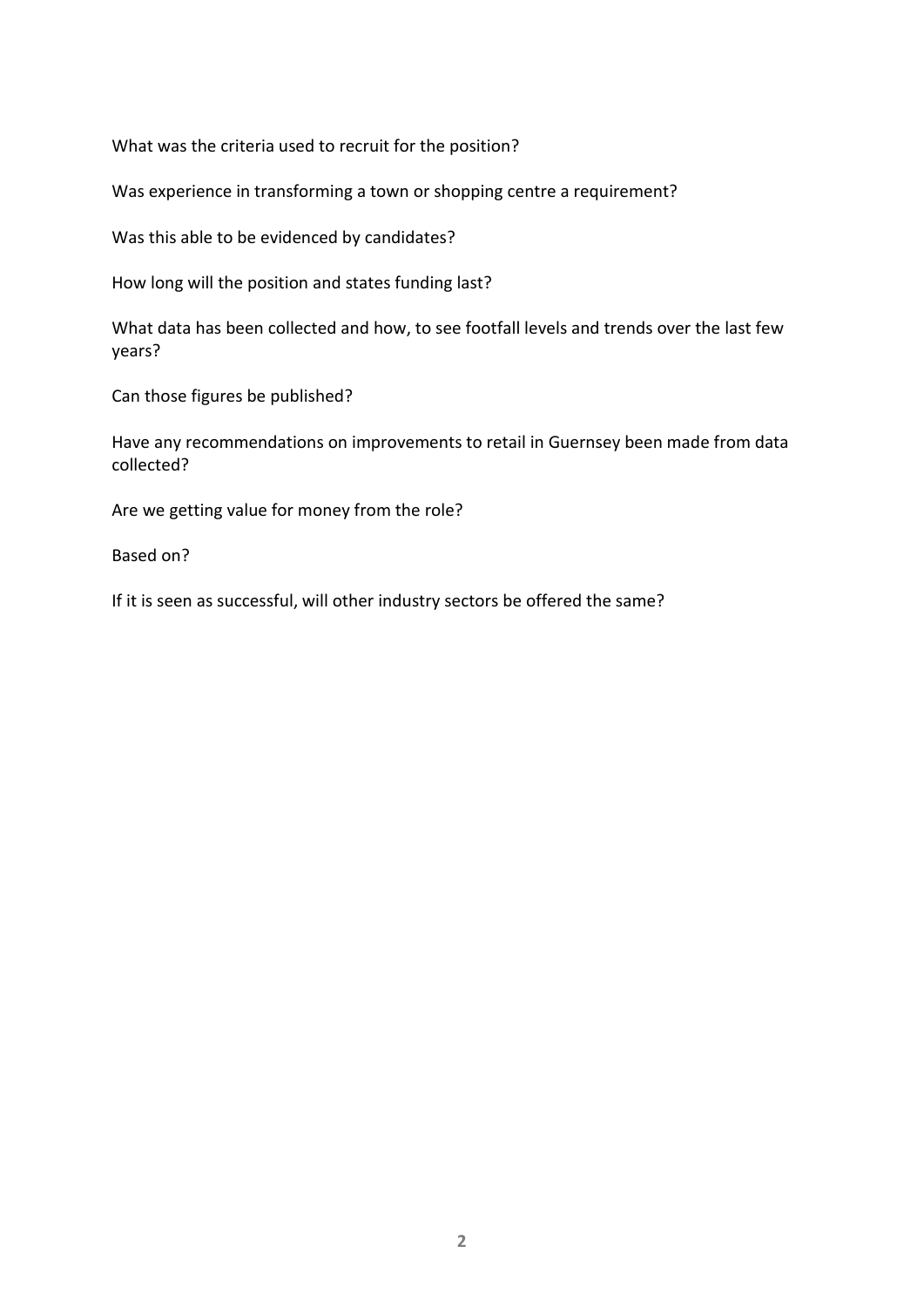What was the criteria used to recruit for the position?

Was experience in transforming a town or shopping centre a requirement?

Was this able to be evidenced by candidates?

How long will the position and states funding last?

What data has been collected and how, to see footfall levels and trends over the last few years?

Can those figures be published?

Have any recommendations on improvements to retail in Guernsey been made from data collected?

Are we getting value for money from the role?

Based on?

If it is seen as successful, will other industry sectors be offered the same?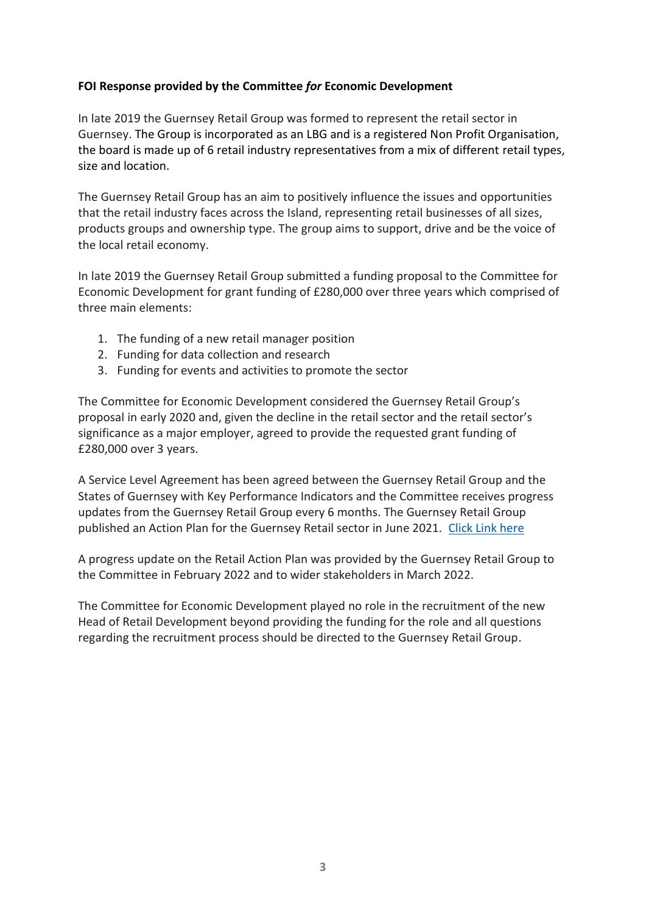**FOI Response provided by the Committee *for* Economic Development**

In late 2019 the Guernsey Retail Group was formed to represent the retail sector in Guernsey. The Group is incorporated as an LBG and is a registered Non Profit Organisation, the board is made up of 6 retail industry representatives from a mix of different retail types, size and location.

The Guernsey Retail Group has an aim to positively influence the issues and opportunities that the retail industry faces across the Island, representing retail businesses of all sizes, products groups and ownership type. The group aims to support, drive and be the voice of the local retail economy.

In late 2019 the Guernsey Retail Group submitted a funding proposal to the Committee for Economic Development for grant funding of £280,000 over three years which comprised of three main elements:

1. The funding of a new retail manager position
2. Funding for data collection and research
3. Funding for events and activities to promote the sector

The Committee for Economic Development considered the Guernsey Retail Group's proposal in early 2020 and, given the decline in the retail sector and the retail sector's significance as a major employer, agreed to provide the requested grant funding of £280,000 over 3 years.

A Service Level Agreement has been agreed between the Guernsey Retail Group and the States of Guernsey with Key Performance Indicators and the Committee receives progress updates from the Guernsey Retail Group every 6 months. The Guernsey Retail Group published an Action Plan for the Guernsey Retail sector in June 2021. Click Link here

A progress update on the Retail Action Plan was provided by the Guernsey Retail Group to the Committee in February 2022 and to wider stakeholders in March 2022.

The Committee for Economic Development played no role in the recruitment of the new Head of Retail Development beyond providing the funding for the role and all questions regarding the recruitment process should be directed to the Guernsey Retail Group.